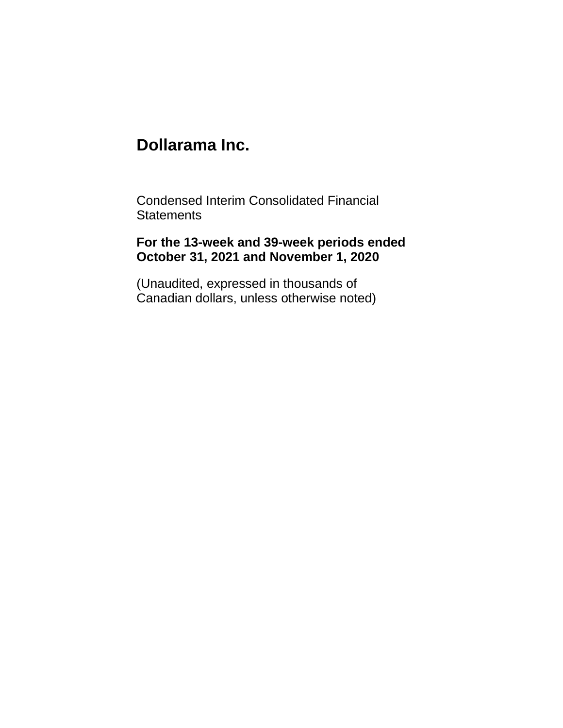# Dollarama Inc.

Condensed Interim Consolidated Financial Statements

**For the 13-week and 39-week periods ended October 31, 2021 and November 1, 2020**

(Unaudited, expressed in thousands of Canadian dollars, unless otherwise noted)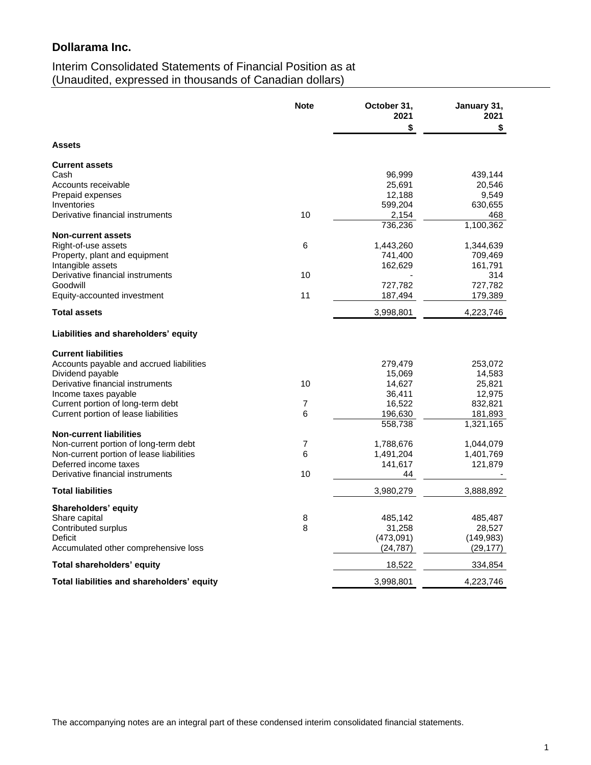# Dollarama Inc.

Interim Consolidated Statements of Financial Position as at
(Unaudited, expressed in thousands of Canadian dollars)

| | Note | October 31, 2021 $ | January 31, 2021 $ |
|---|---|---|---|
| **Assets** | | | |
| **Current assets** | | | |
| Cash | | 96,999 | 439,144 |
| Accounts receivable | | 25,691 | 20,546 |
| Prepaid expenses | | 12,188 | 9,549 |
| Inventories | | 599,204 | 630,655 |
| Derivative financial instruments | 10 | 2,154 | 468 |
| | | 736,236 | 1,100,362 |
| **Non-current assets** | | | |
| Right-of-use assets | 6 | 1,443,260 | 1,344,639 |
| Property, plant and equipment | | 741,400 | 709,469 |
| Intangible assets | | 162,629 | 161,791 |
| Derivative financial instruments | 10 | - | 314 |
| Goodwill | | 727,782 | 727,782 |
| Equity-accounted investment | 11 | 187,494 | 179,389 |
| **Total assets** | | 3,998,801 | 4,223,746 |
| **Liabilities and shareholders' equity** | | | |
| **Current liabilities** | | | |
| Accounts payable and accrued liabilities | | 279,479 | 253,072 |
| Dividend payable | | 15,069 | 14,583 |
| Derivative financial instruments | 10 | 14,627 | 25,821 |
| Income taxes payable | | 36,411 | 12,975 |
| Current portion of long-term debt | 7 | 16,522 | 832,821 |
| Current portion of lease liabilities | 6 | 196,630 | 181,893 |
| | | 558,738 | 1,321,165 |
| **Non-current liabilities** | | | |
| Non-current portion of long-term debt | 7 | 1,788,676 | 1,044,079 |
| Non-current portion of lease liabilities | 6 | 1,491,204 | 1,401,769 |
| Deferred income taxes | | 141,617 | 121,879 |
| Derivative financial instruments | 10 | 44 | - |
| **Total liabilities** | | 3,980,279 | 3,888,892 |
| **Shareholders' equity** | | | |
| Share capital | 8 | 485,142 | 485,487 |
| Contributed surplus | 8 | 31,258 | 28,527 |
| Deficit | | (473,091) | (149,983) |
| Accumulated other comprehensive loss | | (24,787) | (29,177) |
| **Total shareholders' equity** | | 18,522 | 334,854 |
| **Total liabilities and shareholders' equity** | | 3,998,801 | 4,223,746 |

The accompanying notes are an integral part of these condensed interim consolidated financial statements.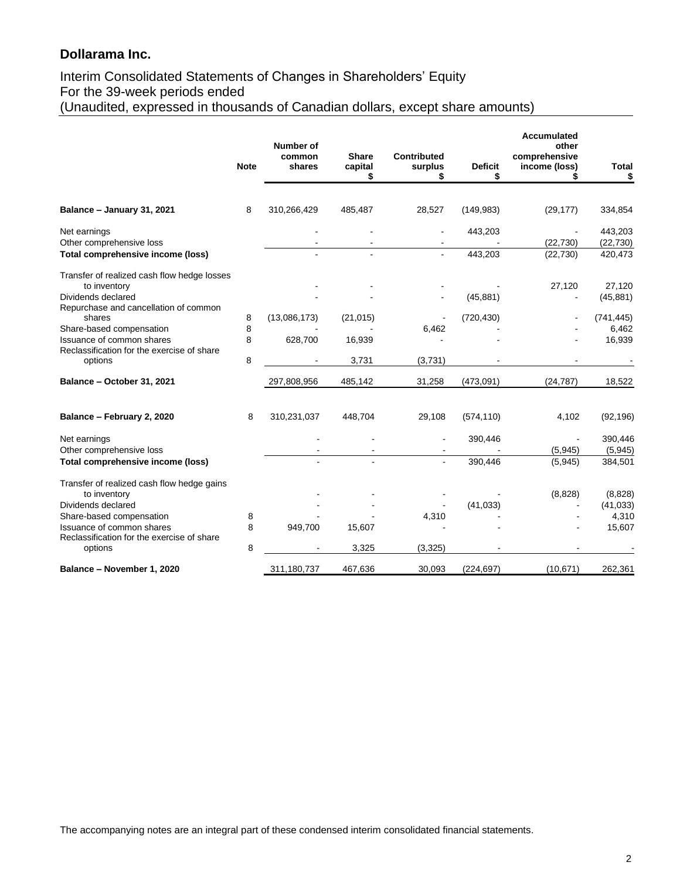## Dollarama Inc.

Interim Consolidated Statements of Changes in Shareholders' Equity
For the 39-week periods ended
(Unaudited, expressed in thousands of Canadian dollars, except share amounts)

| | Note | Number of common shares | Share capital $ | Contributed surplus $ | Deficit $ | Accumulated other comprehensive income (loss) $ | Total $ |
|---|---|---|---|---|---|---|---|
| **Balance – January 31, 2021** | 8 | 310,266,429 | 485,487 | 28,527 | (149,983) | (29,177) | 334,854 |
| Net earnings | | - | - | - | 443,203 | - | 443,203 |
| Other comprehensive loss | | - | - | - | - | (22,730) | (22,730) |
| **Total comprehensive income (loss)** | | - | - | - | 443,203 | (22,730) | 420,473 |
| Transfer of realized cash flow hedge losses to inventory | | - | - | - | - | 27,120 | 27,120 |
| Dividends declared | | - | - | - | (45,881) | - | (45,881) |
| Repurchase and cancellation of common shares | 8 | (13,086,173) | (21,015) | - | (720,430) | - | (741,445) |
| Share-based compensation | 8 | - | - | 6,462 | - | - | 6,462 |
| Issuance of common shares | 8 | 628,700 | 16,939 | - | - | - | 16,939 |
| Reclassification for the exercise of share options | 8 | - | 3,731 | (3,731) | - | - | - |
| **Balance – October 31, 2021** | | 297,808,956 | 485,142 | 31,258 | (473,091) | (24,787) | 18,522 |
| | | | | | | | |
| **Balance – February 2, 2020** | 8 | 310,231,037 | 448,704 | 29,108 | (574,110) | 4,102 | (92,196) |
| Net earnings | | - | - | - | 390,446 | - | 390,446 |
| Other comprehensive loss | | - | - | - | - | (5,945) | (5,945) |
| **Total comprehensive income (loss)** | | - | - | - | 390,446 | (5,945) | 384,501 |
| Transfer of realized cash flow hedge gains to inventory | | - | - | - | - | (8,828) | (8,828) |
| Dividends declared | | - | - | - | (41,033) | - | (41,033) |
| Share-based compensation | 8 | - | - | 4,310 | - | - | 4,310 |
| Issuance of common shares | 8 | 949,700 | 15,607 | - | - | - | 15,607 |
| Reclassification for the exercise of share options | 8 | - | 3,325 | (3,325) | - | - | - |
| **Balance – November 1, 2020** | | 311,180,737 | 467,636 | 30,093 | (224,697) | (10,671) | 262,361 |

The accompanying notes are an integral part of these condensed interim consolidated financial statements.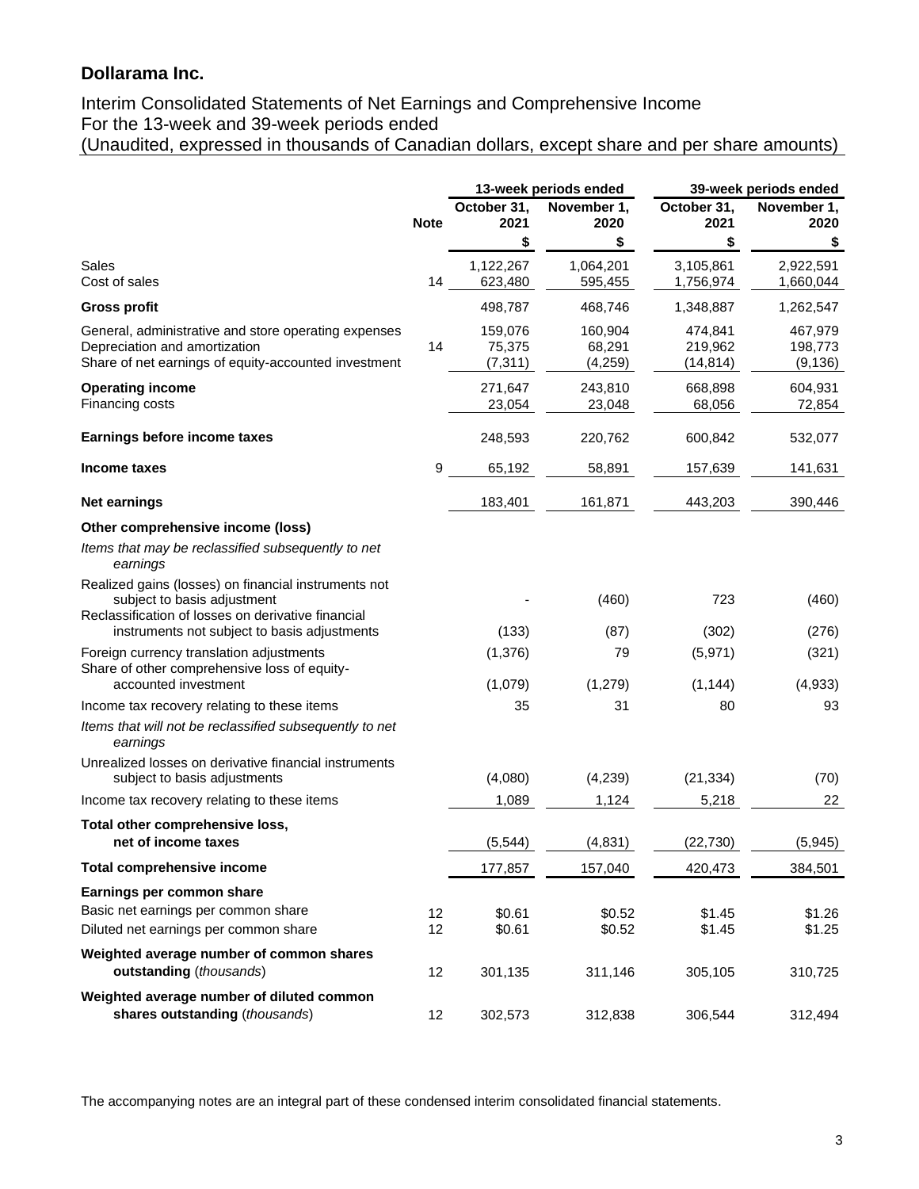## Dollarama Inc.

Interim Consolidated Statements of Net Earnings and Comprehensive Income
For the 13-week and 39-week periods ended
(Unaudited, expressed in thousands of Canadian dollars, except share and per share amounts)

| | | 13-week periods ended | | 39-week periods ended | |
|---|---|---|---|---|---|
| | Note | October 31, 2021 | November 1, 2020 | October 31, 2021 | November 1, 2020 |
| | | $ | $ | $ | $ |
| Sales | | 1,122,267 | 1,064,201 | 3,105,861 | 2,922,591 |
| Cost of sales | 14 | 623,480 | 595,455 | 1,756,974 | 1,660,044 |
| **Gross profit** | | 498,787 | 468,746 | 1,348,887 | 1,262,547 |
| General, administrative and store operating expenses | | 159,076 | 160,904 | 474,841 | 467,979 |
| Depreciation and amortization | 14 | 75,375 | 68,291 | 219,962 | 198,773 |
| Share of net earnings of equity-accounted investment | | (7,311) | (4,259) | (14,814) | (9,136) |
| **Operating income** | | 271,647 | 243,810 | 668,898 | 604,931 |
| Financing costs | | 23,054 | 23,048 | 68,056 | 72,854 |
| **Earnings before income taxes** | | 248,593 | 220,762 | 600,842 | 532,077 |
| **Income taxes** | 9 | 65,192 | 58,891 | 157,639 | 141,631 |
| **Net earnings** | | 183,401 | 161,871 | 443,203 | 390,446 |
| **Other comprehensive income (loss)** | | | | | |
| *Items that may be reclassified subsequently to net earnings* | | | | | |
| Realized gains (losses) on financial instruments not subject to basis adjustment | | - | (460) | 723 | (460) |
| Reclassification of losses on derivative financial instruments not subject to basis adjustments | | (133) | (87) | (302) | (276) |
| Foreign currency translation adjustments | | (1,376) | 79 | (5,971) | (321) |
| Share of other comprehensive loss of equity-accounted investment | | (1,079) | (1,279) | (1,144) | (4,933) |
| Income tax recovery relating to these items | | 35 | 31 | 80 | 93 |
| *Items that will not be reclassified subsequently to net earnings* | | | | | |
| Unrealized losses on derivative financial instruments subject to basis adjustments | | (4,080) | (4,239) | (21,334) | (70) |
| Income tax recovery relating to these items | | 1,089 | 1,124 | 5,218 | 22 |
| **Total other comprehensive loss, net of income taxes** | | (5,544) | (4,831) | (22,730) | (5,945) |
| **Total comprehensive income** | | 177,857 | 157,040 | 420,473 | 384,501 |
| **Earnings per common share** | | | | | |
| Basic net earnings per common share | 12 | $0.61 | $0.52 | $1.45 | $1.26 |
| Diluted net earnings per common share | 12 | $0.61 | $0.52 | $1.45 | $1.25 |
| **Weighted average number of common shares outstanding** (*thousands*) | 12 | 301,135 | 311,146 | 305,105 | 310,725 |
| **Weighted average number of diluted common shares outstanding** (*thousands*) | 12 | 302,573 | 312,838 | 306,544 | 312,494 |

The accompanying notes are an integral part of these condensed interim consolidated financial statements.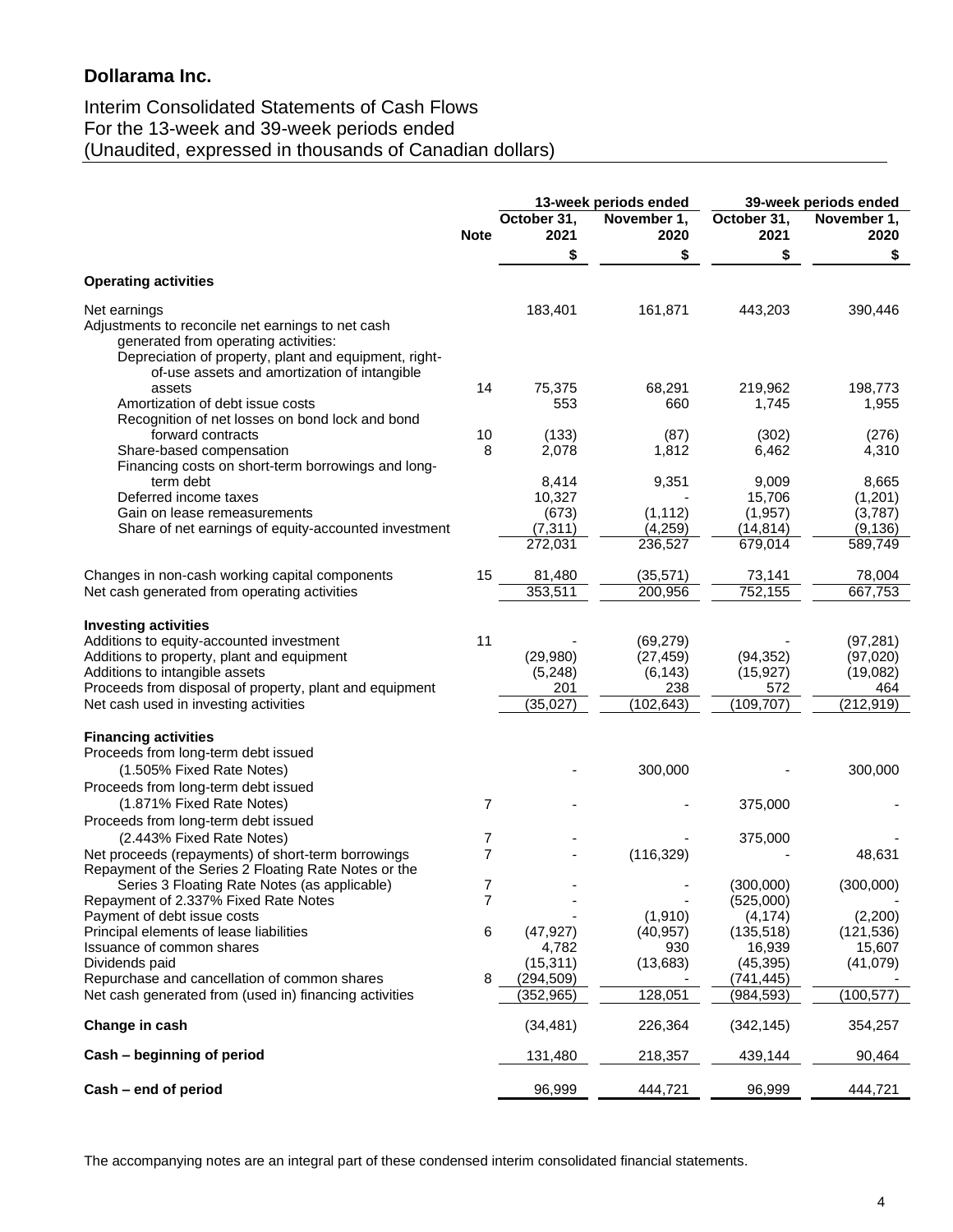## Dollarama Inc.

Interim Consolidated Statements of Cash Flows
For the 13-week and 39-week periods ended
(Unaudited, expressed in thousands of Canadian dollars)

| | Note | 13-week periods ended | | 39-week periods ended | |
|---|---|---|---|---|---|
| | | October 31, 2021 | November 1, 2020 | October 31, 2021 | November 1, 2020 |
| | | $ | $ | $ | $ |
| **Operating activities** | | | | | |
| Net earnings | | 183,401 | 161,871 | 443,203 | 390,446 |
| Adjustments to reconcile net earnings to net cash generated from operating activities: | | | | | |
| Depreciation of property, plant and equipment, right-of-use assets and amortization of intangible assets | 14 | 75,375 | 68,291 | 219,962 | 198,773 |
| Amortization of debt issue costs | | 553 | 660 | 1,745 | 1,955 |
| Recognition of net losses on bond lock and bond forward contracts | 10 | (133) | (87) | (302) | (276) |
| Share-based compensation | 8 | 2,078 | 1,812 | 6,462 | 4,310 |
| Financing costs on short-term borrowings and long-term debt | | 8,414 | 9,351 | 9,009 | 8,665 |
| Deferred income taxes | | 10,327 | - | 15,706 | (1,201) |
| Gain on lease remeasurements | | (673) | (1,112) | (1,957) | (3,787) |
| Share of net earnings of equity-accounted investment | | (7,311) | (4,259) | (14,814) | (9,136) |
| | | 272,031 | 236,527 | 679,014 | 589,749 |
| Changes in non-cash working capital components | 15 | 81,480 | (35,571) | 73,141 | 78,004 |
| Net cash generated from operating activities | | 353,511 | 200,956 | 752,155 | 667,753 |
| **Investing activities** | | | | | |
| Additions to equity-accounted investment | 11 | - | (69,279) | - | (97,281) |
| Additions to property, plant and equipment | | (29,980) | (27,459) | (94,352) | (97,020) |
| Additions to intangible assets | | (5,248) | (6,143) | (15,927) | (19,082) |
| Proceeds from disposal of property, plant and equipment | | 201 | 238 | 572 | 464 |
| Net cash used in investing activities | | (35,027) | (102,643) | (109,707) | (212,919) |
| **Financing activities** | | | | | |
| Proceeds from long-term debt issued (1.505% Fixed Rate Notes) | | - | 300,000 | - | 300,000 |
| Proceeds from long-term debt issued (1.871% Fixed Rate Notes) | 7 | - | - | 375,000 | - |
| Proceeds from long-term debt issued (2.443% Fixed Rate Notes) | 7 | - | - | 375,000 | - |
| Net proceeds (repayments) of short-term borrowings | 7 | - | (116,329) | - | 48,631 |
| Repayment of the Series 2 Floating Rate Notes or the Series 3 Floating Rate Notes (as applicable) | 7 | - | - | (300,000) | (300,000) |
| Repayment of 2.337% Fixed Rate Notes | 7 | - | - | (525,000) | - |
| Payment of debt issue costs | | - | (1,910) | (4,174) | (2,200) |
| Principal elements of lease liabilities | 6 | (47,927) | (40,957) | (135,518) | (121,536) |
| Issuance of common shares | | 4,782 | 930 | 16,939 | 15,607 |
| Dividends paid | | (15,311) | (13,683) | (45,395) | (41,079) |
| Repurchase and cancellation of common shares | 8 | (294,509) | - | (741,445) | - |
| Net cash generated from (used in) financing activities | | (352,965) | 128,051 | (984,593) | (100,577) |
| **Change in cash** | | (34,481) | 226,364 | (342,145) | 354,257 |
| **Cash – beginning of period** | | 131,480 | 218,357 | 439,144 | 90,464 |
| **Cash – end of period** | | 96,999 | 444,721 | 96,999 | 444,721 |

The accompanying notes are an integral part of these condensed interim consolidated financial statements.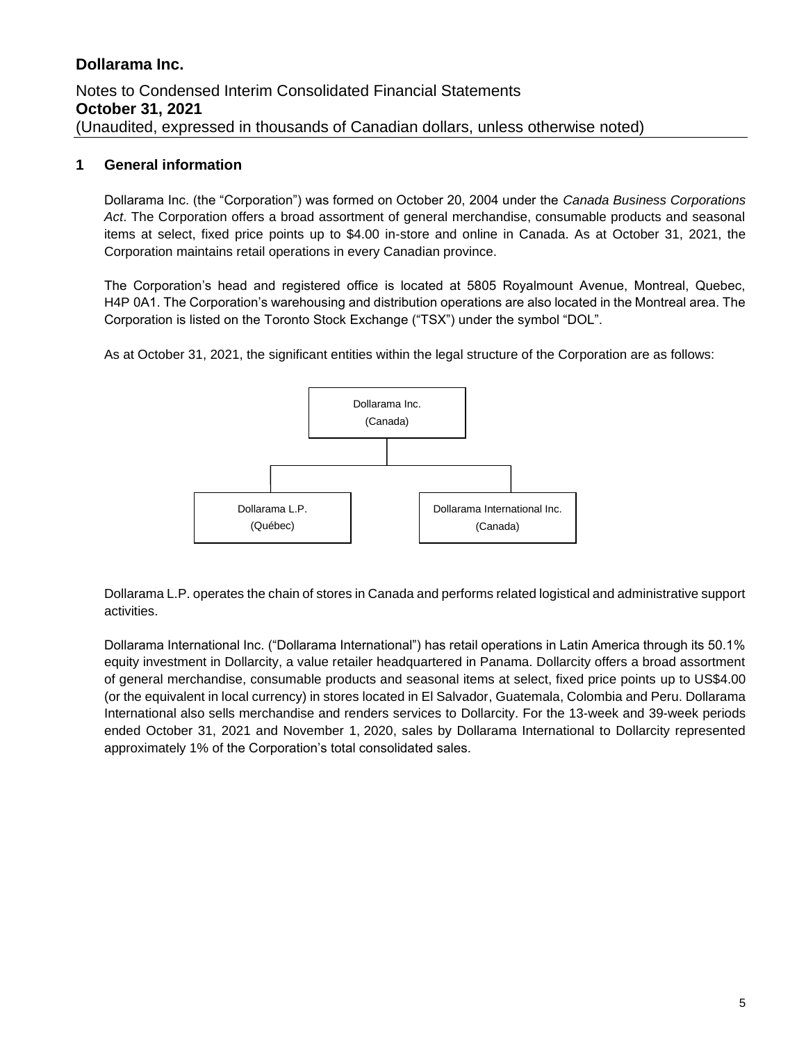## 1 General information

Dollarama Inc. (the "Corporation") was formed on October 20, 2004 under the *Canada Business Corporations Act*. The Corporation offers a broad assortment of general merchandise, consumable products and seasonal items at select, fixed price points up to $4.00 in-store and online in Canada. As at October 31, 2021, the Corporation maintains retail operations in every Canadian province.

The Corporation's head and registered office is located at 5805 Royalmount Avenue, Montreal, Quebec, H4P 0A1. The Corporation's warehousing and distribution operations are also located in the Montreal area. The Corporation is listed on the Toronto Stock Exchange ("TSX") under the symbol "DOL".

As at October 31, 2021, the significant entities within the legal structure of the Corporation are as follows:

- Dollarama Inc. (Canada)
  - Dollarama L.P. (Québec)
  - Dollarama International Inc. (Canada)

Dollarama L.P. operates the chain of stores in Canada and performs related logistical and administrative support activities.

Dollarama International Inc. ("Dollarama International") has retail operations in Latin America through its 50.1% equity investment in Dollarcity, a value retailer headquartered in Panama. Dollarcity offers a broad assortment of general merchandise, consumable products and seasonal items at select, fixed price points up to US$4.00 (or the equivalent in local currency) in stores located in El Salvador, Guatemala, Colombia and Peru. Dollarama International also sells merchandise and renders services to Dollarcity. For the 13-week and 39-week periods ended October 31, 2021 and November 1, 2020, sales by Dollarama International to Dollarcity represented approximately 1% of the Corporation's total consolidated sales.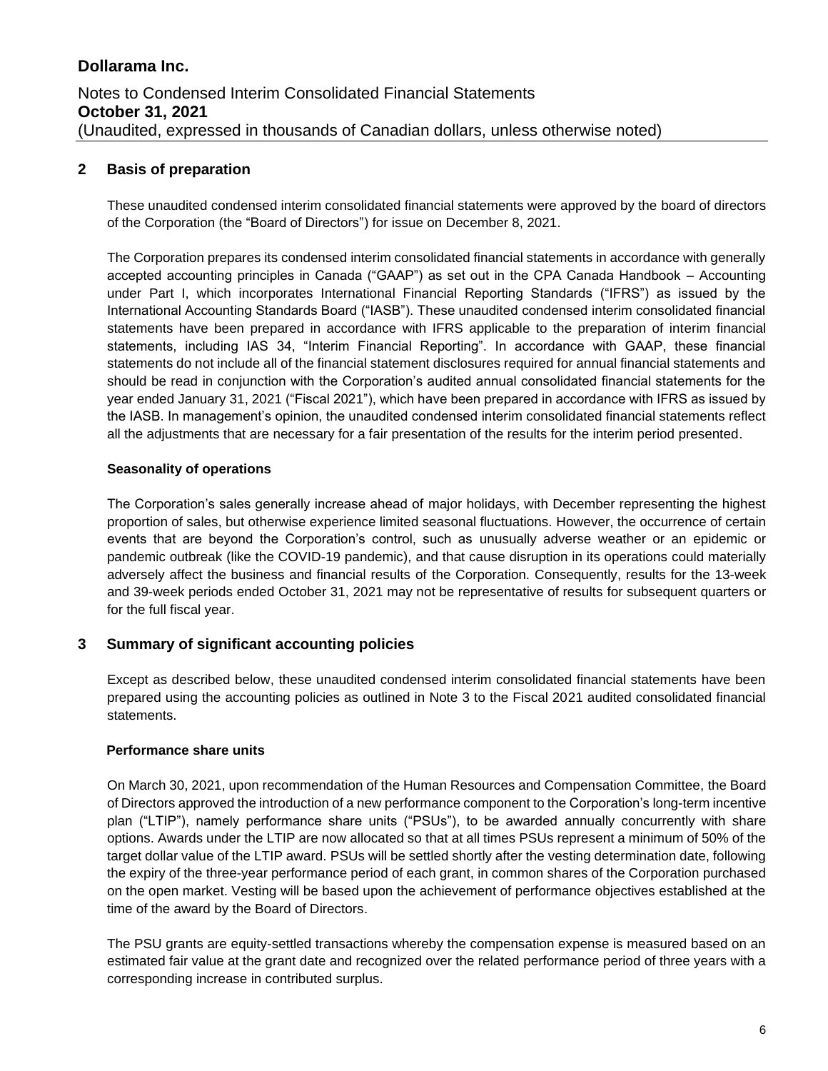## 2 Basis of preparation

These unaudited condensed interim consolidated financial statements were approved by the board of directors of the Corporation (the "Board of Directors") for issue on December 8, 2021.

The Corporation prepares its condensed interim consolidated financial statements in accordance with generally accepted accounting principles in Canada ("GAAP") as set out in the CPA Canada Handbook – Accounting under Part I, which incorporates International Financial Reporting Standards ("IFRS") as issued by the International Accounting Standards Board ("IASB"). These unaudited condensed interim consolidated financial statements have been prepared in accordance with IFRS applicable to the preparation of interim financial statements, including IAS 34, "Interim Financial Reporting". In accordance with GAAP, these financial statements do not include all of the financial statement disclosures required for annual financial statements and should be read in conjunction with the Corporation's audited annual consolidated financial statements for the year ended January 31, 2021 ("Fiscal 2021"), which have been prepared in accordance with IFRS as issued by the IASB. In management's opinion, the unaudited condensed interim consolidated financial statements reflect all the adjustments that are necessary for a fair presentation of the results for the interim period presented.

### Seasonality of operations

The Corporation's sales generally increase ahead of major holidays, with December representing the highest proportion of sales, but otherwise experience limited seasonal fluctuations. However, the occurrence of certain events that are beyond the Corporation's control, such as unusually adverse weather or an epidemic or pandemic outbreak (like the COVID-19 pandemic), and that cause disruption in its operations could materially adversely affect the business and financial results of the Corporation. Consequently, results for the 13-week and 39-week periods ended October 31, 2021 may not be representative of results for subsequent quarters or for the full fiscal year.

## 3 Summary of significant accounting policies

Except as described below, these unaudited condensed interim consolidated financial statements have been prepared using the accounting policies as outlined in Note 3 to the Fiscal 2021 audited consolidated financial statements.

### Performance share units

On March 30, 2021, upon recommendation of the Human Resources and Compensation Committee, the Board of Directors approved the introduction of a new performance component to the Corporation's long-term incentive plan ("LTIP"), namely performance share units ("PSUs"), to be awarded annually concurrently with share options. Awards under the LTIP are now allocated so that at all times PSUs represent a minimum of 50% of the target dollar value of the LTIP award. PSUs will be settled shortly after the vesting determination date, following the expiry of the three-year performance period of each grant, in common shares of the Corporation purchased on the open market. Vesting will be based upon the achievement of performance objectives established at the time of the award by the Board of Directors.

The PSU grants are equity-settled transactions whereby the compensation expense is measured based on an estimated fair value at the grant date and recognized over the related performance period of three years with a corresponding increase in contributed surplus.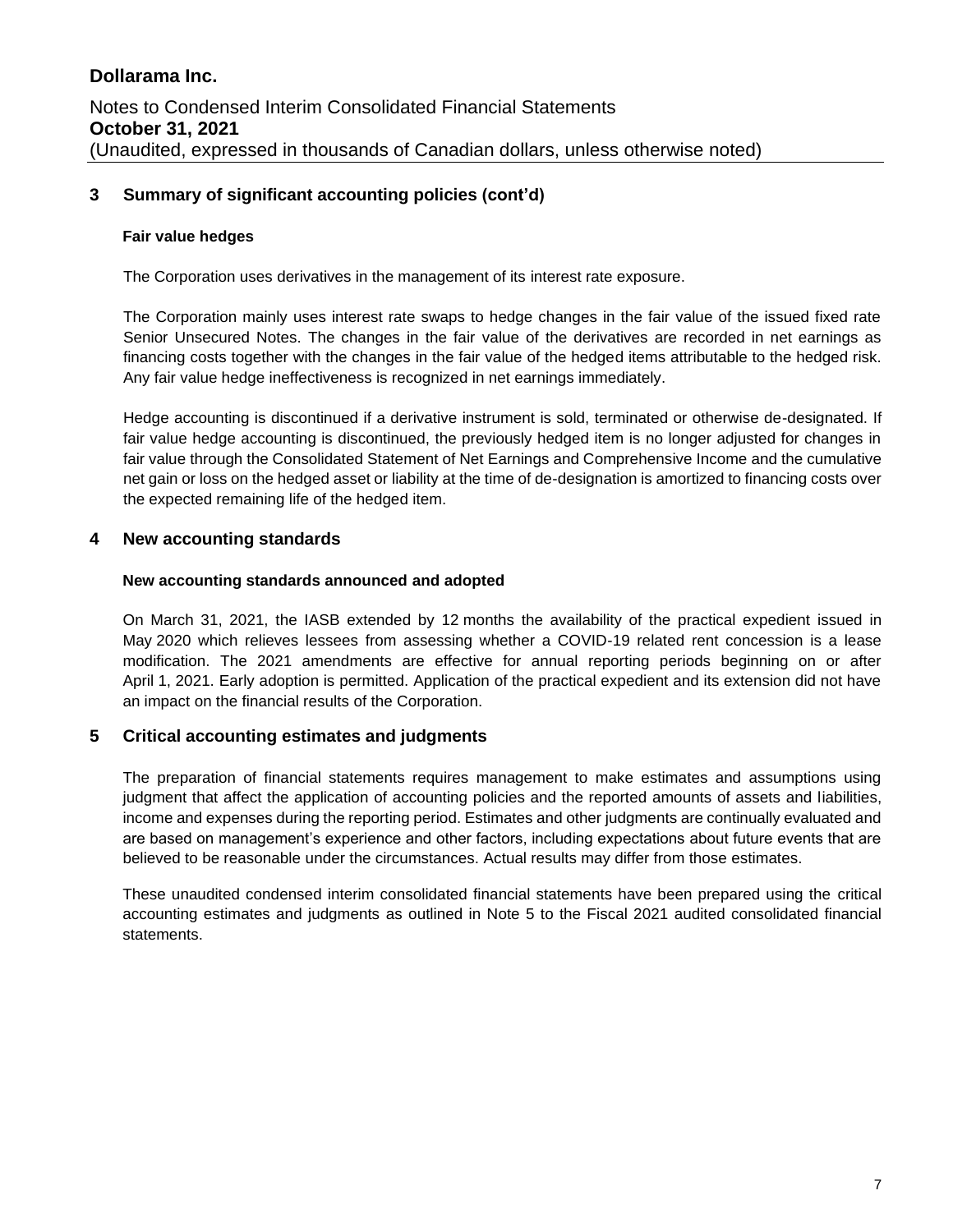## 3 Summary of significant accounting policies (cont'd)

### Fair value hedges

The Corporation uses derivatives in the management of its interest rate exposure.

The Corporation mainly uses interest rate swaps to hedge changes in the fair value of the issued fixed rate Senior Unsecured Notes. The changes in the fair value of the derivatives are recorded in net earnings as financing costs together with the changes in the fair value of the hedged items attributable to the hedged risk. Any fair value hedge ineffectiveness is recognized in net earnings immediately.

Hedge accounting is discontinued if a derivative instrument is sold, terminated or otherwise de-designated. If fair value hedge accounting is discontinued, the previously hedged item is no longer adjusted for changes in fair value through the Consolidated Statement of Net Earnings and Comprehensive Income and the cumulative net gain or loss on the hedged asset or liability at the time of de-designation is amortized to financing costs over the expected remaining life of the hedged item.

## 4 New accounting standards

### New accounting standards announced and adopted

On March 31, 2021, the IASB extended by 12 months the availability of the practical expedient issued in May 2020 which relieves lessees from assessing whether a COVID-19 related rent concession is a lease modification. The 2021 amendments are effective for annual reporting periods beginning on or after April 1, 2021. Early adoption is permitted. Application of the practical expedient and its extension did not have an impact on the financial results of the Corporation.

## 5 Critical accounting estimates and judgments

The preparation of financial statements requires management to make estimates and assumptions using judgment that affect the application of accounting policies and the reported amounts of assets and liabilities, income and expenses during the reporting period. Estimates and other judgments are continually evaluated and are based on management's experience and other factors, including expectations about future events that are believed to be reasonable under the circumstances. Actual results may differ from those estimates.

These unaudited condensed interim consolidated financial statements have been prepared using the critical accounting estimates and judgments as outlined in Note 5 to the Fiscal 2021 audited consolidated financial statements.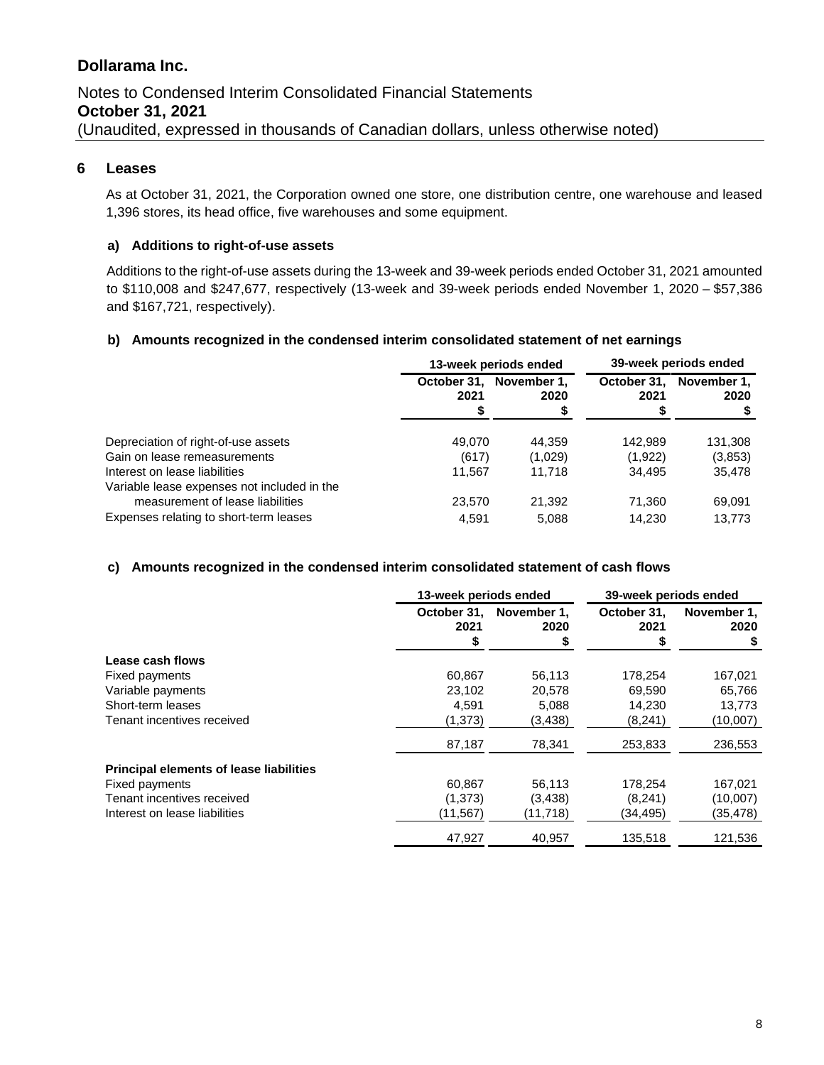## 6 Leases

As at October 31, 2021, the Corporation owned one store, one distribution centre, one warehouse and leased 1,396 stores, its head office, five warehouses and some equipment.

### a) Additions to right-of-use assets

Additions to the right-of-use assets during the 13-week and 39-week periods ended October 31, 2021 amounted to $110,008 and $247,677, respectively (13-week and 39-week periods ended November 1, 2020 – $57,386 and $167,721, respectively).

### b) Amounts recognized in the condensed interim consolidated statement of net earnings

| | 13-week periods ended | | 39-week periods ended | |
|---|---|---|---|---|
| | October 31, 2021 $ | November 1, 2020 $ | October 31, 2021 $ | November 1, 2020 $ |
| Depreciation of right-of-use assets | 49,070 | 44,359 | 142,989 | 131,308 |
| Gain on lease remeasurements | (617) | (1,029) | (1,922) | (3,853) |
| Interest on lease liabilities | 11,567 | 11,718 | 34,495 | 35,478 |
| Variable lease expenses not included in the measurement of lease liabilities | 23,570 | 21,392 | 71,360 | 69,091 |
| Expenses relating to short-term leases | 4,591 | 5,088 | 14,230 | 13,773 |

### c) Amounts recognized in the condensed interim consolidated statement of cash flows

| | 13-week periods ended | | 39-week periods ended | |
|---|---|---|---|---|
| | October 31, 2021 $ | November 1, 2020 $ | October 31, 2021 $ | November 1, 2020 $ |
| **Lease cash flows** | | | | |
| Fixed payments | 60,867 | 56,113 | 178,254 | 167,021 |
| Variable payments | 23,102 | 20,578 | 69,590 | 65,766 |
| Short-term leases | 4,591 | 5,088 | 14,230 | 13,773 |
| Tenant incentives received | (1,373) | (3,438) | (8,241) | (10,007) |
| | 87,187 | 78,341 | 253,833 | 236,553 |
| **Principal elements of lease liabilities** | | | | |
| Fixed payments | 60,867 | 56,113 | 178,254 | 167,021 |
| Tenant incentives received | (1,373) | (3,438) | (8,241) | (10,007) |
| Interest on lease liabilities | (11,567) | (11,718) | (34,495) | (35,478) |
| | 47,927 | 40,957 | 135,518 | 121,536 |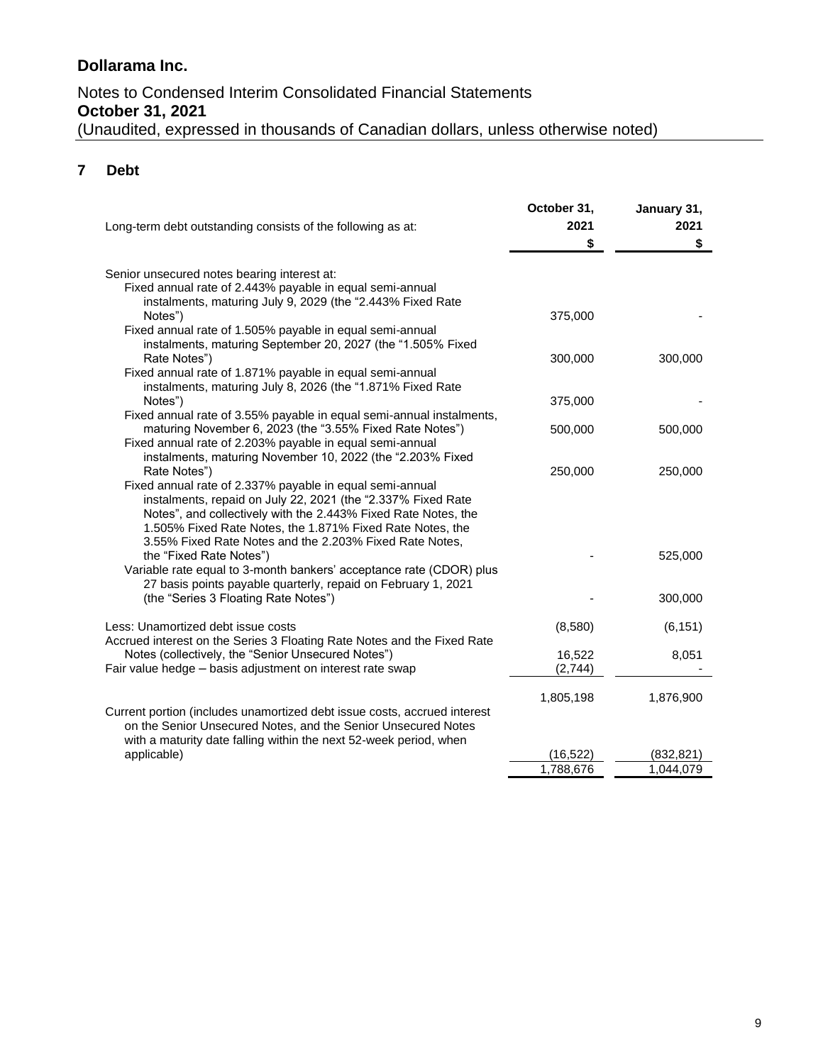# Dollarama Inc.

Notes to Condensed Interim Consolidated Financial Statements
**October 31, 2021**
(Unaudited, expressed in thousands of Canadian dollars, unless otherwise noted)

## 7 Debt

| Long-term debt outstanding consists of the following as at: | October 31, 2021 $ | January 31, 2021 $ |
|---|---|---|
| Senior unsecured notes bearing interest at: | | |
| Fixed annual rate of 2.443% payable in equal semi-annual instalments, maturing July 9, 2029 (the "2.443% Fixed Rate Notes") | 375,000 | - |
| Fixed annual rate of 1.505% payable in equal semi-annual instalments, maturing September 20, 2027 (the "1.505% Fixed Rate Notes") | 300,000 | 300,000 |
| Fixed annual rate of 1.871% payable in equal semi-annual instalments, maturing July 8, 2026 (the "1.871% Fixed Rate Notes") | 375,000 | - |
| Fixed annual rate of 3.55% payable in equal semi-annual instalments, maturing November 6, 2023 (the "3.55% Fixed Rate Notes") | 500,000 | 500,000 |
| Fixed annual rate of 2.203% payable in equal semi-annual instalments, maturing November 10, 2022 (the "2.203% Fixed Rate Notes") | 250,000 | 250,000 |
| Fixed annual rate of 2.337% payable in equal semi-annual instalments, repaid on July 22, 2021 (the "2.337% Fixed Rate Notes", and collectively with the 2.443% Fixed Rate Notes, the 1.505% Fixed Rate Notes, the 1.871% Fixed Rate Notes, the 3.55% Fixed Rate Notes and the 2.203% Fixed Rate Notes, the "Fixed Rate Notes") | - | 525,000 |
| Variable rate equal to 3-month bankers' acceptance rate (CDOR) plus 27 basis points payable quarterly, repaid on February 1, 2021 (the "Series 3 Floating Rate Notes") | - | 300,000 |
| Less: Unamortized debt issue costs | (8,580) | (6,151) |
| Accrued interest on the Series 3 Floating Rate Notes and the Fixed Rate Notes (collectively, the "Senior Unsecured Notes") | 16,522 | 8,051 |
| Fair value hedge – basis adjustment on interest rate swap | (2,744) | - |
| | 1,805,198 | 1,876,900 |
| Current portion (includes unamortized debt issue costs, accrued interest on the Senior Unsecured Notes, and the Senior Unsecured Notes with a maturity date falling within the next 52-week period, when applicable) | (16,522) | (832,821) |
| | 1,788,676 | 1,044,079 |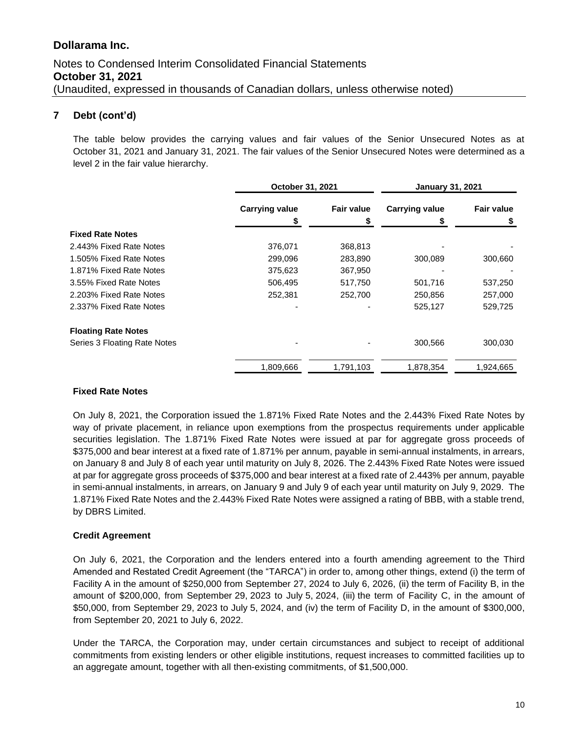## 7 Debt (cont'd)

The table below provides the carrying values and fair values of the Senior Unsecured Notes as at October 31, 2021 and January 31, 2021. The fair values of the Senior Unsecured Notes were determined as a level 2 in the fair value hierarchy.

| | October 31, 2021 | | January 31, 2021 | |
|---|---|---|---|---|
| | Carrying value $ | Fair value $ | Carrying value $ | Fair value $ |
| **Fixed Rate Notes** | | | | |
| 2.443% Fixed Rate Notes | 376,071 | 368,813 | - | - |
| 1.505% Fixed Rate Notes | 299,096 | 283,890 | 300,089 | 300,660 |
| 1.871% Fixed Rate Notes | 375,623 | 367,950 | - | - |
| 3.55% Fixed Rate Notes | 506,495 | 517,750 | 501,716 | 537,250 |
| 2.203% Fixed Rate Notes | 252,381 | 252,700 | 250,856 | 257,000 |
| 2.337% Fixed Rate Notes | - | - | 525,127 | 529,725 |
| **Floating Rate Notes** | | | | |
| Series 3 Floating Rate Notes | - | - | 300,566 | 300,030 |
| | 1,809,666 | 1,791,103 | 1,878,354 | 1,924,665 |

### Fixed Rate Notes

On July 8, 2021, the Corporation issued the 1.871% Fixed Rate Notes and the 2.443% Fixed Rate Notes by way of private placement, in reliance upon exemptions from the prospectus requirements under applicable securities legislation. The 1.871% Fixed Rate Notes were issued at par for aggregate gross proceeds of $375,000 and bear interest at a fixed rate of 1.871% per annum, payable in semi-annual instalments, in arrears, on January 8 and July 8 of each year until maturity on July 8, 2026. The 2.443% Fixed Rate Notes were issued at par for aggregate gross proceeds of $375,000 and bear interest at a fixed rate of 2.443% per annum, payable in semi-annual instalments, in arrears, on January 9 and July 9 of each year until maturity on July 9, 2029. The 1.871% Fixed Rate Notes and the 2.443% Fixed Rate Notes were assigned a rating of BBB, with a stable trend, by DBRS Limited.

### Credit Agreement

On July 6, 2021, the Corporation and the lenders entered into a fourth amending agreement to the Third Amended and Restated Credit Agreement (the "TARCA") in order to, among other things, extend (i) the term of Facility A in the amount of $250,000 from September 27, 2024 to July 6, 2026, (ii) the term of Facility B, in the amount of $200,000, from September 29, 2023 to July 5, 2024, (iii) the term of Facility C, in the amount of $50,000, from September 29, 2023 to July 5, 2024, and (iv) the term of Facility D, in the amount of $300,000, from September 20, 2021 to July 6, 2022.

Under the TARCA, the Corporation may, under certain circumstances and subject to receipt of additional commitments from existing lenders or other eligible institutions, request increases to committed facilities up to an aggregate amount, together with all then-existing commitments, of $1,500,000.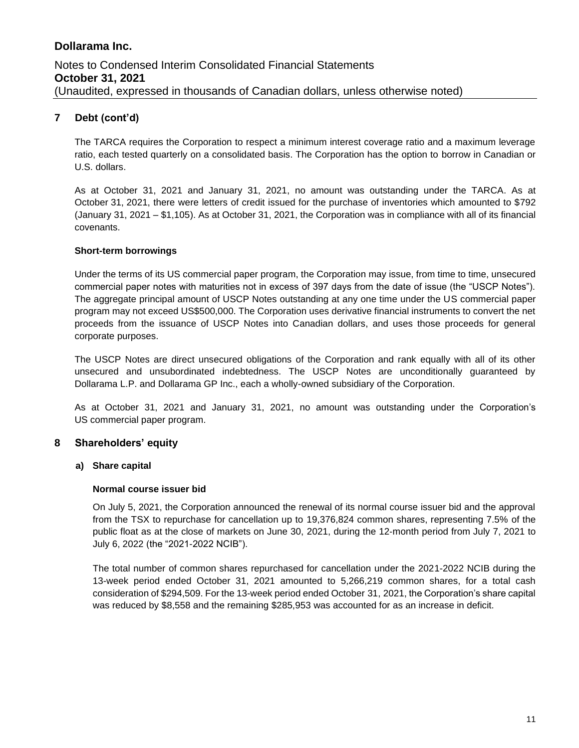## 7 Debt (cont'd)

The TARCA requires the Corporation to respect a minimum interest coverage ratio and a maximum leverage ratio, each tested quarterly on a consolidated basis. The Corporation has the option to borrow in Canadian or U.S. dollars.

As at October 31, 2021 and January 31, 2021, no amount was outstanding under the TARCA. As at October 31, 2021, there were letters of credit issued for the purchase of inventories which amounted to $792 (January 31, 2021 – $1,105). As at October 31, 2021, the Corporation was in compliance with all of its financial covenants.

**Short-term borrowings**

Under the terms of its US commercial paper program, the Corporation may issue, from time to time, unsecured commercial paper notes with maturities not in excess of 397 days from the date of issue (the "USCP Notes"). The aggregate principal amount of USCP Notes outstanding at any one time under the US commercial paper program may not exceed US$500,000. The Corporation uses derivative financial instruments to convert the net proceeds from the issuance of USCP Notes into Canadian dollars, and uses those proceeds for general corporate purposes.

The USCP Notes are direct unsecured obligations of the Corporation and rank equally with all of its other unsecured and unsubordinated indebtedness. The USCP Notes are unconditionally guaranteed by Dollarama L.P. and Dollarama GP Inc., each a wholly-owned subsidiary of the Corporation.

As at October 31, 2021 and January 31, 2021, no amount was outstanding under the Corporation's US commercial paper program.

## 8 Shareholders' equity

### a) Share capital

**Normal course issuer bid**

On July 5, 2021, the Corporation announced the renewal of its normal course issuer bid and the approval from the TSX to repurchase for cancellation up to 19,376,824 common shares, representing 7.5% of the public float as at the close of markets on June 30, 2021, during the 12-month period from July 7, 2021 to July 6, 2022 (the "2021-2022 NCIB").

The total number of common shares repurchased for cancellation under the 2021-2022 NCIB during the 13-week period ended October 31, 2021 amounted to 5,266,219 common shares, for a total cash consideration of $294,509. For the 13-week period ended October 31, 2021, the Corporation's share capital was reduced by $8,558 and the remaining $285,953 was accounted for as an increase in deficit.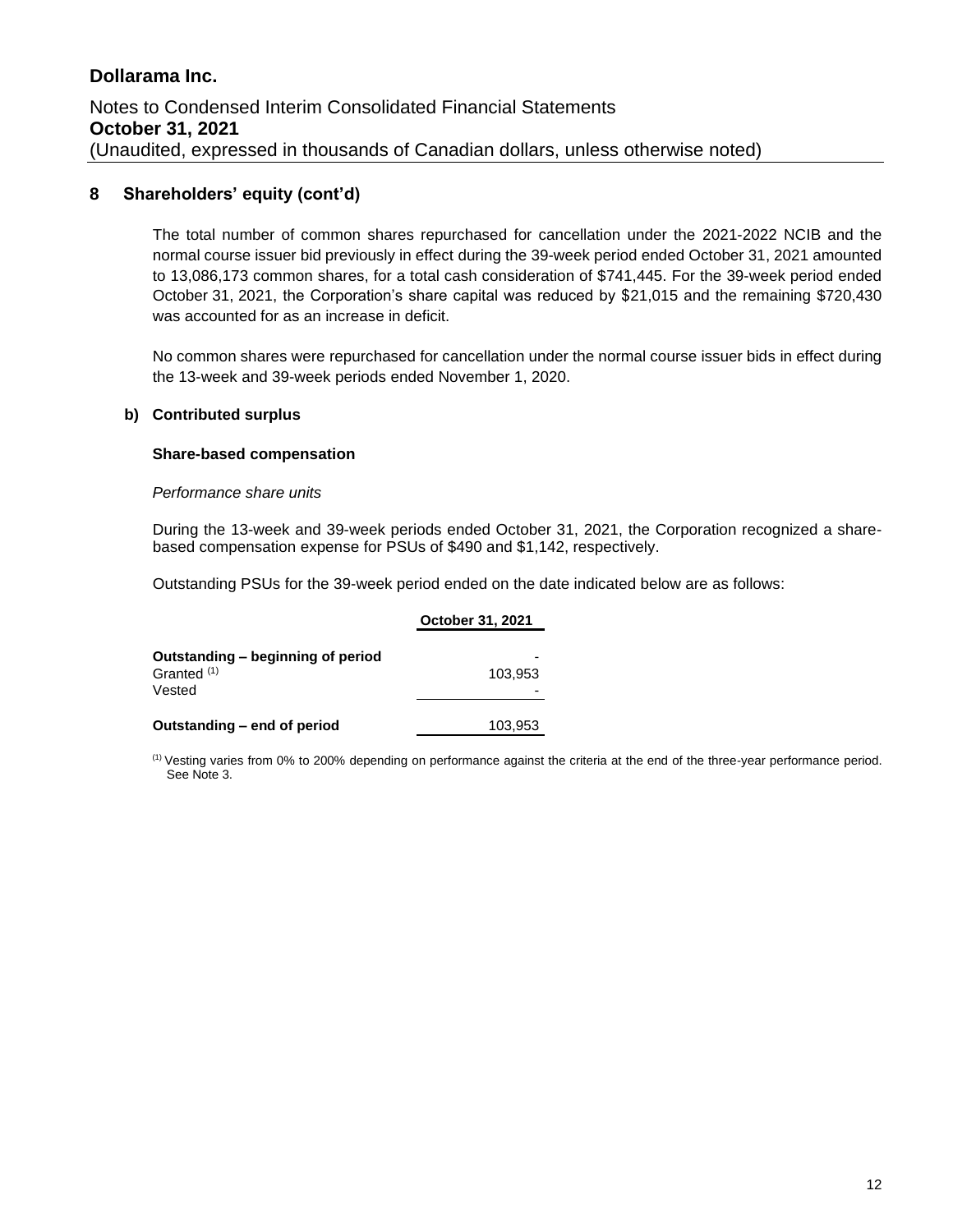# Dollarama Inc.

Notes to Condensed Interim Consolidated Financial Statements
**October 31, 2021**
(Unaudited, expressed in thousands of Canadian dollars, unless otherwise noted)

## 8 Shareholders' equity (cont'd)

The total number of common shares repurchased for cancellation under the 2021-2022 NCIB and the normal course issuer bid previously in effect during the 39-week period ended October 31, 2021 amounted to 13,086,173 common shares, for a total cash consideration of $741,445. For the 39-week period ended October 31, 2021, the Corporation's share capital was reduced by $21,015 and the remaining $720,430 was accounted for as an increase in deficit.

No common shares were repurchased for cancellation under the normal course issuer bids in effect during the 13-week and 39-week periods ended November 1, 2020.

### b) Contributed surplus

**Share-based compensation**

*Performance share units*

During the 13-week and 39-week periods ended October 31, 2021, the Corporation recognized a share-based compensation expense for PSUs of $490 and $1,142, respectively.

Outstanding PSUs for the 39-week period ended on the date indicated below are as follows:

| | October 31, 2021 |
|---|---|
| **Outstanding – beginning of period** | - |
| Granted [(1)] | 103,953 |
| Vested | - |
| **Outstanding – end of period** | 103,953 |

[(1)] Vesting varies from 0% to 200% depending on performance against the criteria at the end of the three-year performance period. See Note 3.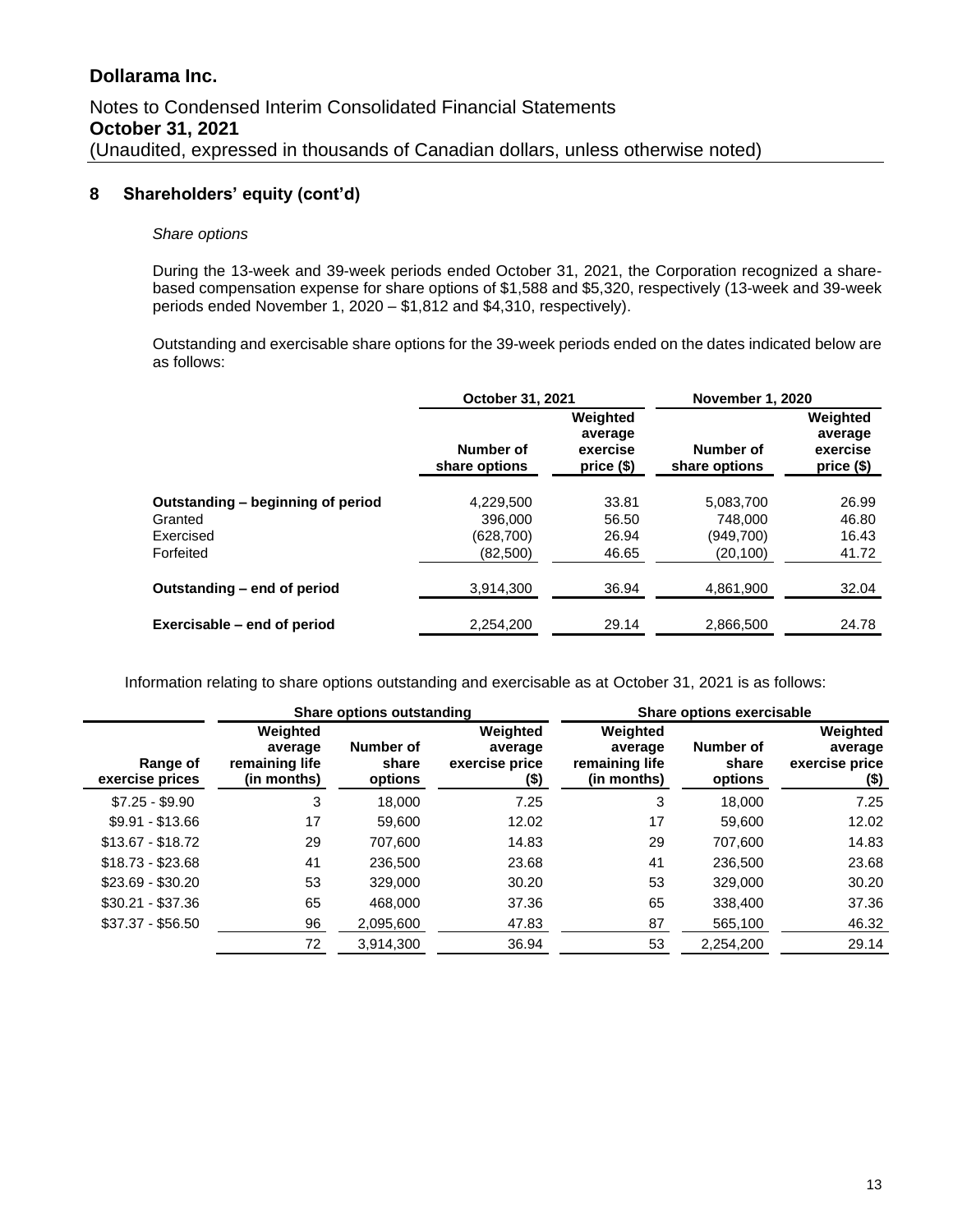## 8 Shareholders' equity (cont'd)

*Share options*

During the 13-week and 39-week periods ended October 31, 2021, the Corporation recognized a share-based compensation expense for share options of $1,588 and $5,320, respectively (13-week and 39-week periods ended November 1, 2020 – $1,812 and $4,310, respectively).

Outstanding and exercisable share options for the 39-week periods ended on the dates indicated below are as follows:

| | October 31, 2021 | | November 1, 2020 | |
|---|---|---|---|---|
| | Number of share options | Weighted average exercise price ($) | Number of share options | Weighted average exercise price ($) |
| **Outstanding – beginning of period** | 4,229,500 | 33.81 | 5,083,700 | 26.99 |
| Granted | 396,000 | 56.50 | 748,000 | 46.80 |
| Exercised | (628,700) | 26.94 | (949,700) | 16.43 |
| Forfeited | (82,500) | 46.65 | (20,100) | 41.72 |
| **Outstanding – end of period** | 3,914,300 | 36.94 | 4,861,900 | 32.04 |
| **Exercisable – end of period** | 2,254,200 | 29.14 | 2,866,500 | 24.78 |

Information relating to share options outstanding and exercisable as at October 31, 2021 is as follows:

| | Share options outstanding | | | Share options exercisable | | |
|---|---|---|---|---|---|---|
| Range of exercise prices | Weighted average remaining life (in months) | Number of share options | Weighted average exercise price ($) | Weighted average remaining life (in months) | Number of share options | Weighted average exercise price ($) |
| $7.25 - $9.90 | 3 | 18,000 | 7.25 | 3 | 18,000 | 7.25 |
| $9.91 - $13.66 | 17 | 59,600 | 12.02 | 17 | 59,600 | 12.02 |
| $13.67 - $18.72 | 29 | 707,600 | 14.83 | 29 | 707,600 | 14.83 |
| $18.73 - $23.68 | 41 | 236,500 | 23.68 | 41 | 236,500 | 23.68 |
| $23.69 - $30.20 | 53 | 329,000 | 30.20 | 53 | 329,000 | 30.20 |
| $30.21 - $37.36 | 65 | 468,000 | 37.36 | 65 | 338,400 | 37.36 |
| $37.37 - $56.50 | 96 | 2,095,600 | 47.83 | 87 | 565,100 | 46.32 |
| | 72 | 3,914,300 | 36.94 | 53 | 2,254,200 | 29.14 |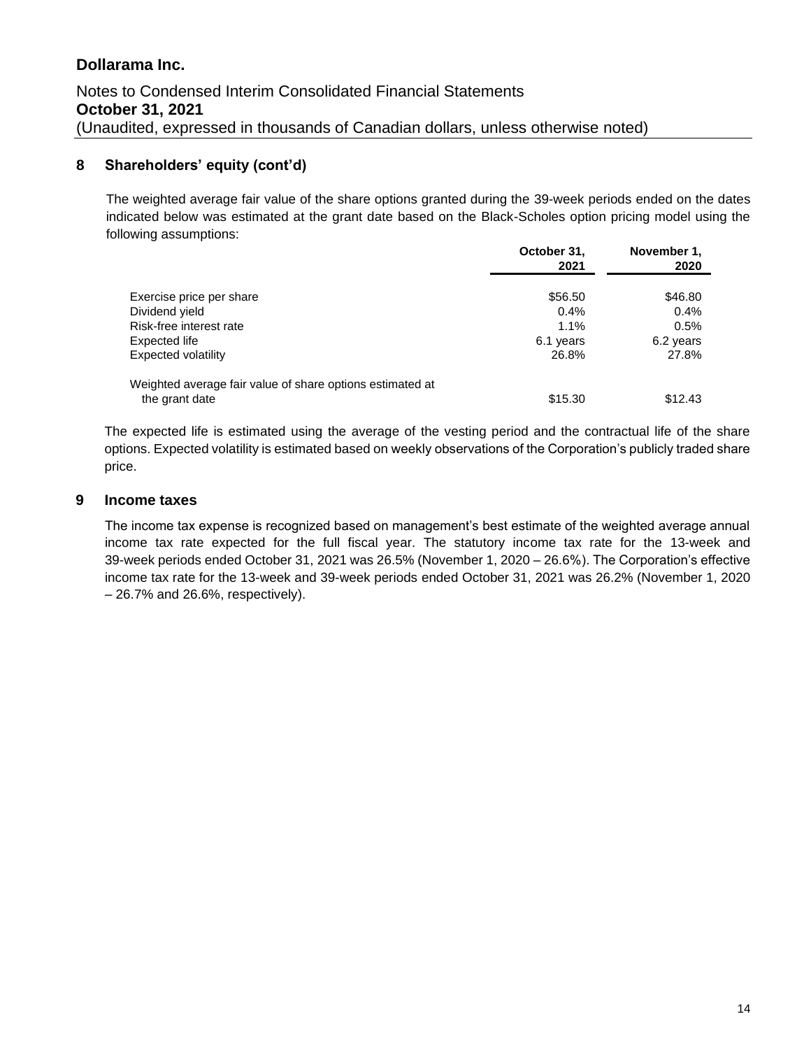## 8 Shareholders' equity (cont'd)

The weighted average fair value of the share options granted during the 39-week periods ended on the dates indicated below was estimated at the grant date based on the Black-Scholes option pricing model using the following assumptions:

| | October 31, 2021 | November 1, 2020 |
|---|---|---|
| Exercise price per share | $56.50 | $46.80 |
| Dividend yield | 0.4% | 0.4% |
| Risk-free interest rate | 1.1% | 0.5% |
| Expected life | 6.1 years | 6.2 years |
| Expected volatility | 26.8% | 27.8% |
| Weighted average fair value of share options estimated at the grant date | $15.30 | $12.43 |

The expected life is estimated using the average of the vesting period and the contractual life of the share options. Expected volatility is estimated based on weekly observations of the Corporation's publicly traded share price.

## 9 Income taxes

The income tax expense is recognized based on management's best estimate of the weighted average annual income tax rate expected for the full fiscal year. The statutory income tax rate for the 13-week and 39-week periods ended October 31, 2021 was 26.5% (November 1, 2020 – 26.6%). The Corporation's effective income tax rate for the 13-week and 39-week periods ended October 31, 2021 was 26.2% (November 1, 2020 – 26.7% and 26.6%, respectively).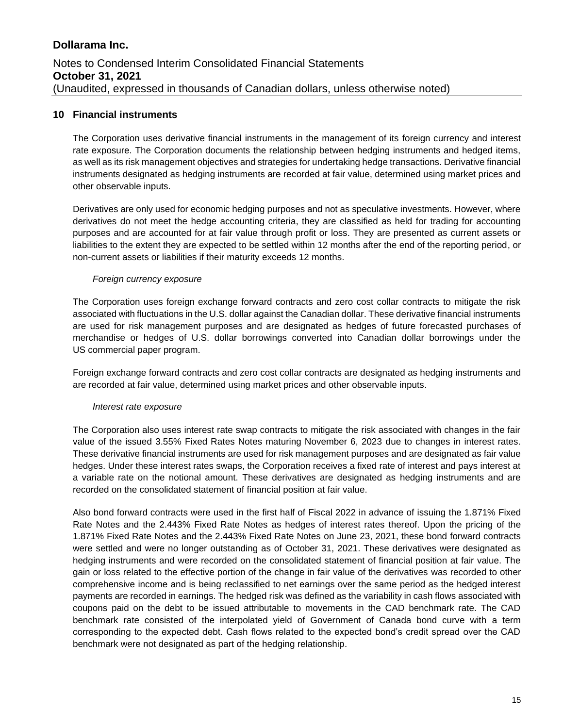## 10 Financial instruments

The Corporation uses derivative financial instruments in the management of its foreign currency and interest rate exposure. The Corporation documents the relationship between hedging instruments and hedged items, as well as its risk management objectives and strategies for undertaking hedge transactions. Derivative financial instruments designated as hedging instruments are recorded at fair value, determined using market prices and other observable inputs.

Derivatives are only used for economic hedging purposes and not as speculative investments. However, where derivatives do not meet the hedge accounting criteria, they are classified as held for trading for accounting purposes and are accounted for at fair value through profit or loss. They are presented as current assets or liabilities to the extent they are expected to be settled within 12 months after the end of the reporting period, or non-current assets or liabilities if their maturity exceeds 12 months.

*Foreign currency exposure*

The Corporation uses foreign exchange forward contracts and zero cost collar contracts to mitigate the risk associated with fluctuations in the U.S. dollar against the Canadian dollar. These derivative financial instruments are used for risk management purposes and are designated as hedges of future forecasted purchases of merchandise or hedges of U.S. dollar borrowings converted into Canadian dollar borrowings under the US commercial paper program.

Foreign exchange forward contracts and zero cost collar contracts are designated as hedging instruments and are recorded at fair value, determined using market prices and other observable inputs.

*Interest rate exposure*

The Corporation also uses interest rate swap contracts to mitigate the risk associated with changes in the fair value of the issued 3.55% Fixed Rates Notes maturing November 6, 2023 due to changes in interest rates. These derivative financial instruments are used for risk management purposes and are designated as fair value hedges. Under these interest rates swaps, the Corporation receives a fixed rate of interest and pays interest at a variable rate on the notional amount. These derivatives are designated as hedging instruments and are recorded on the consolidated statement of financial position at fair value.

Also bond forward contracts were used in the first half of Fiscal 2022 in advance of issuing the 1.871% Fixed Rate Notes and the 2.443% Fixed Rate Notes as hedges of interest rates thereof. Upon the pricing of the 1.871% Fixed Rate Notes and the 2.443% Fixed Rate Notes on June 23, 2021, these bond forward contracts were settled and were no longer outstanding as of October 31, 2021. These derivatives were designated as hedging instruments and were recorded on the consolidated statement of financial position at fair value. The gain or loss related to the effective portion of the change in fair value of the derivatives was recorded to other comprehensive income and is being reclassified to net earnings over the same period as the hedged interest payments are recorded in earnings. The hedged risk was defined as the variability in cash flows associated with coupons paid on the debt to be issued attributable to movements in the CAD benchmark rate. The CAD benchmark rate consisted of the interpolated yield of Government of Canada bond curve with a term corresponding to the expected debt. Cash flows related to the expected bond's credit spread over the CAD benchmark were not designated as part of the hedging relationship.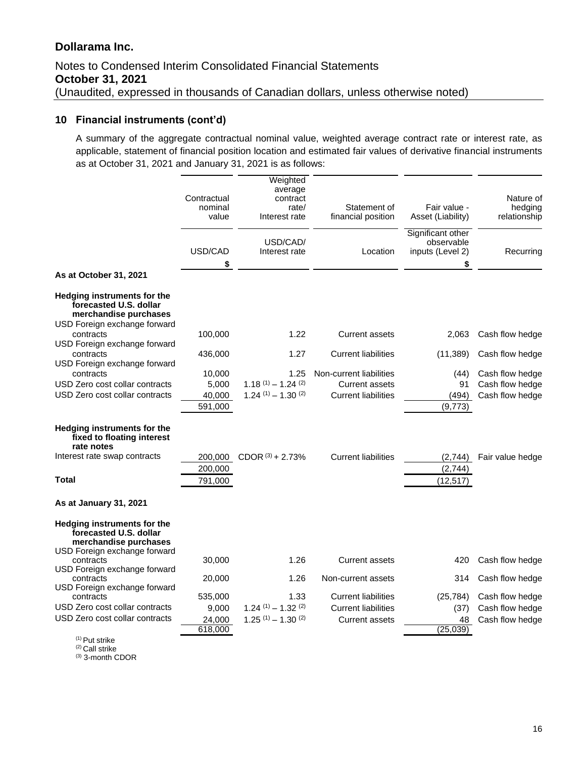## 10 Financial instruments (cont'd)

A summary of the aggregate contractual nominal value, weighted average contract rate or interest rate, as applicable, statement of financial position location and estimated fair values of derivative financial instruments as at October 31, 2021 and January 31, 2021 is as follows:

| | Contractual nominal value | Weighted average contract rate/ Interest rate | Statement of financial position | Fair value - Asset (Liability) | Nature of hedging relationship |
|---|---|---|---|---|---|
| | USD/CAD | USD/CAD/ Interest rate | Location | Significant other observable inputs (Level 2) | Recurring |
| | $ | | | $ | |
| **As at October 31, 2021** | | | | | |
| **Hedging instruments for the forecasted U.S. dollar merchandise purchases** | | | | | |
| USD Foreign exchange forward contracts | 100,000 | 1.22 | Current assets | 2,063 | Cash flow hedge |
| USD Foreign exchange forward contracts | 436,000 | 1.27 | Current liabilities | (11,389) | Cash flow hedge |
| USD Foreign exchange forward contracts | 10,000 | 1.25 | Non-current liabilities | (44) | Cash flow hedge |
| USD Zero cost collar contracts | 5,000 | 1.18 [(1)] – 1.24 [(2)] | Current assets | 91 | Cash flow hedge |
| USD Zero cost collar contracts | 40,000 | 1.24 [(1)] – 1.30 [(2)] | Current liabilities | (494) | Cash flow hedge |
| | 591,000 | | | (9,773) | |
| **Hedging instruments for the fixed to floating interest rate notes** | | | | | |
| Interest rate swap contracts | 200,000 | CDOR [(3)] + 2.73% | Current liabilities | (2,744) | Fair value hedge |
| | 200,000 | | | (2,744) | |
| **Total** | 791,000 | | | (12,517) | |
| **As at January 31, 2021** | | | | | |
| **Hedging instruments for the forecasted U.S. dollar merchandise purchases** | | | | | |
| USD Foreign exchange forward contracts | 30,000 | 1.26 | Current assets | 420 | Cash flow hedge |
| USD Foreign exchange forward contracts | 20,000 | 1.26 | Non-current assets | 314 | Cash flow hedge |
| USD Foreign exchange forward contracts | 535,000 | 1.33 | Current liabilities | (25,784) | Cash flow hedge |
| USD Zero cost collar contracts | 9,000 | 1.24 [(1)] – 1.32 [(2)] | Current liabilities | (37) | Cash flow hedge |
| USD Zero cost collar contracts | 24,000 | 1.25 [(1)] – 1.30 [(2)] | Current assets | 48 | Cash flow hedge |
| | 618,000 | | | (25,039) | |

[(1)] Put strike
[(2)] Call strike
[(3)] 3-month CDOR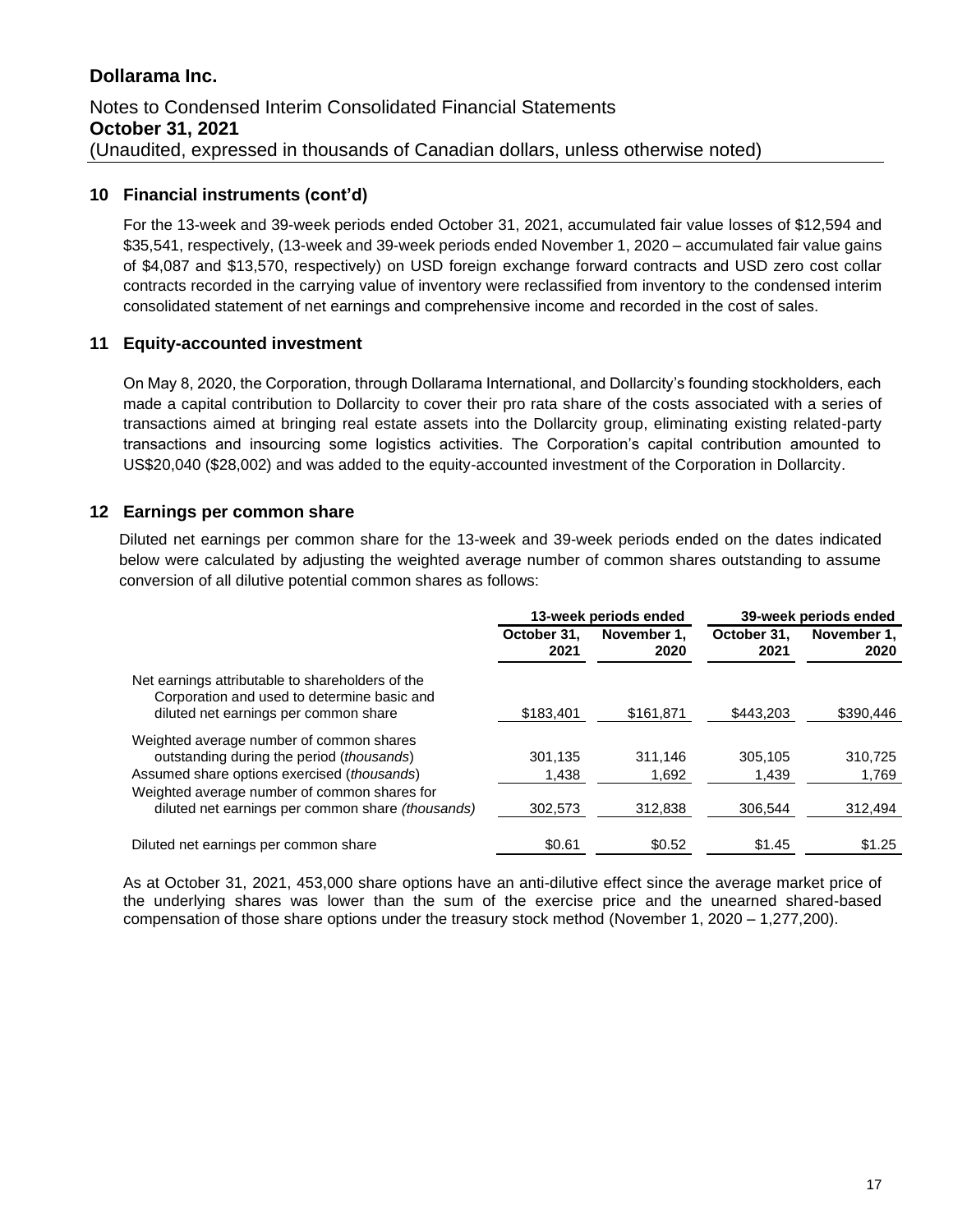## Dollarama Inc.

Notes to Condensed Interim Consolidated Financial Statements
**October 31, 2021**
(Unaudited, expressed in thousands of Canadian dollars, unless otherwise noted)

### 10 Financial instruments (cont'd)

For the 13-week and 39-week periods ended October 31, 2021, accumulated fair value losses of $12,594 and $35,541, respectively, (13-week and 39-week periods ended November 1, 2020 – accumulated fair value gains of $4,087 and $13,570, respectively) on USD foreign exchange forward contracts and USD zero cost collar contracts recorded in the carrying value of inventory were reclassified from inventory to the condensed interim consolidated statement of net earnings and comprehensive income and recorded in the cost of sales.

### 11 Equity-accounted investment

On May 8, 2020, the Corporation, through Dollarama International, and Dollarcity's founding stockholders, each made a capital contribution to Dollarcity to cover their pro rata share of the costs associated with a series of transactions aimed at bringing real estate assets into the Dollarcity group, eliminating existing related-party transactions and insourcing some logistics activities. The Corporation's capital contribution amounted to US$20,040 ($28,002) and was added to the equity-accounted investment of the Corporation in Dollarcity.

### 12 Earnings per common share

Diluted net earnings per common share for the 13-week and 39-week periods ended on the dates indicated below were calculated by adjusting the weighted average number of common shares outstanding to assume conversion of all dilutive potential common shares as follows:

| | 13-week periods ended | | 39-week periods ended | |
|---|---|---|---|---|
| | **October 31, 2021** | **November 1, 2020** | **October 31, 2021** | **November 1, 2020** |
| Net earnings attributable to shareholders of the Corporation and used to determine basic and diluted net earnings per common share | $183,401 | $161,871 | $443,203 | $390,446 |
| Weighted average number of common shares outstanding during the period (*thousands*) | 301,135 | 311,146 | 305,105 | 310,725 |
| Assumed share options exercised (*thousands*) | 1,438 | 1,692 | 1,439 | 1,769 |
| Weighted average number of common shares for diluted net earnings per common share *(thousands)* | 302,573 | 312,838 | 306,544 | 312,494 |
| Diluted net earnings per common share | $0.61 | $0.52 | $1.45 | $1.25 |

As at October 31, 2021, 453,000 share options have an anti-dilutive effect since the average market price of the underlying shares was lower than the sum of the exercise price and the unearned shared-based compensation of those share options under the treasury stock method (November 1, 2020 – 1,277,200).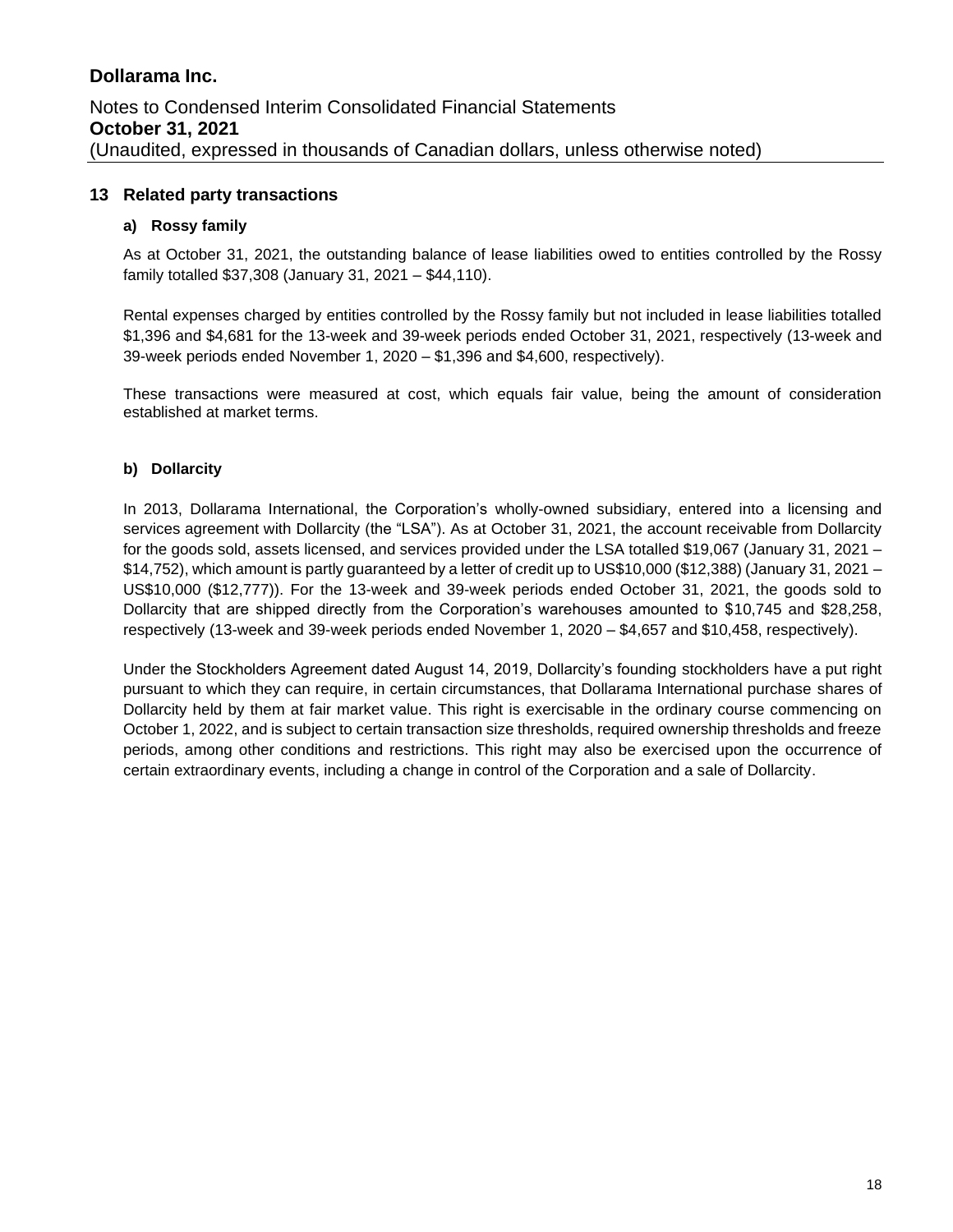## 13 Related party transactions

### a) Rossy family

As at October 31, 2021, the outstanding balance of lease liabilities owed to entities controlled by the Rossy family totalled $37,308 (January 31, 2021 – $44,110).

Rental expenses charged by entities controlled by the Rossy family but not included in lease liabilities totalled $1,396 and $4,681 for the 13-week and 39-week periods ended October 31, 2021, respectively (13-week and 39-week periods ended November 1, 2020 – $1,396 and $4,600, respectively).

These transactions were measured at cost, which equals fair value, being the amount of consideration established at market terms.

### b) Dollarcity

In 2013, Dollarama International, the Corporation's wholly-owned subsidiary, entered into a licensing and services agreement with Dollarcity (the "LSA"). As at October 31, 2021, the account receivable from Dollarcity for the goods sold, assets licensed, and services provided under the LSA totalled $19,067 (January 31, 2021 – $14,752), which amount is partly guaranteed by a letter of credit up to US$10,000 ($12,388) (January 31, 2021 – US$10,000 ($12,777)). For the 13-week and 39-week periods ended October 31, 2021, the goods sold to Dollarcity that are shipped directly from the Corporation's warehouses amounted to $10,745 and $28,258, respectively (13-week and 39-week periods ended November 1, 2020 – $4,657 and $10,458, respectively).

Under the Stockholders Agreement dated August 14, 2019, Dollarcity's founding stockholders have a put right pursuant to which they can require, in certain circumstances, that Dollarama International purchase shares of Dollarcity held by them at fair market value. This right is exercisable in the ordinary course commencing on October 1, 2022, and is subject to certain transaction size thresholds, required ownership thresholds and freeze periods, among other conditions and restrictions. This right may also be exercised upon the occurrence of certain extraordinary events, including a change in control of the Corporation and a sale of Dollarcity.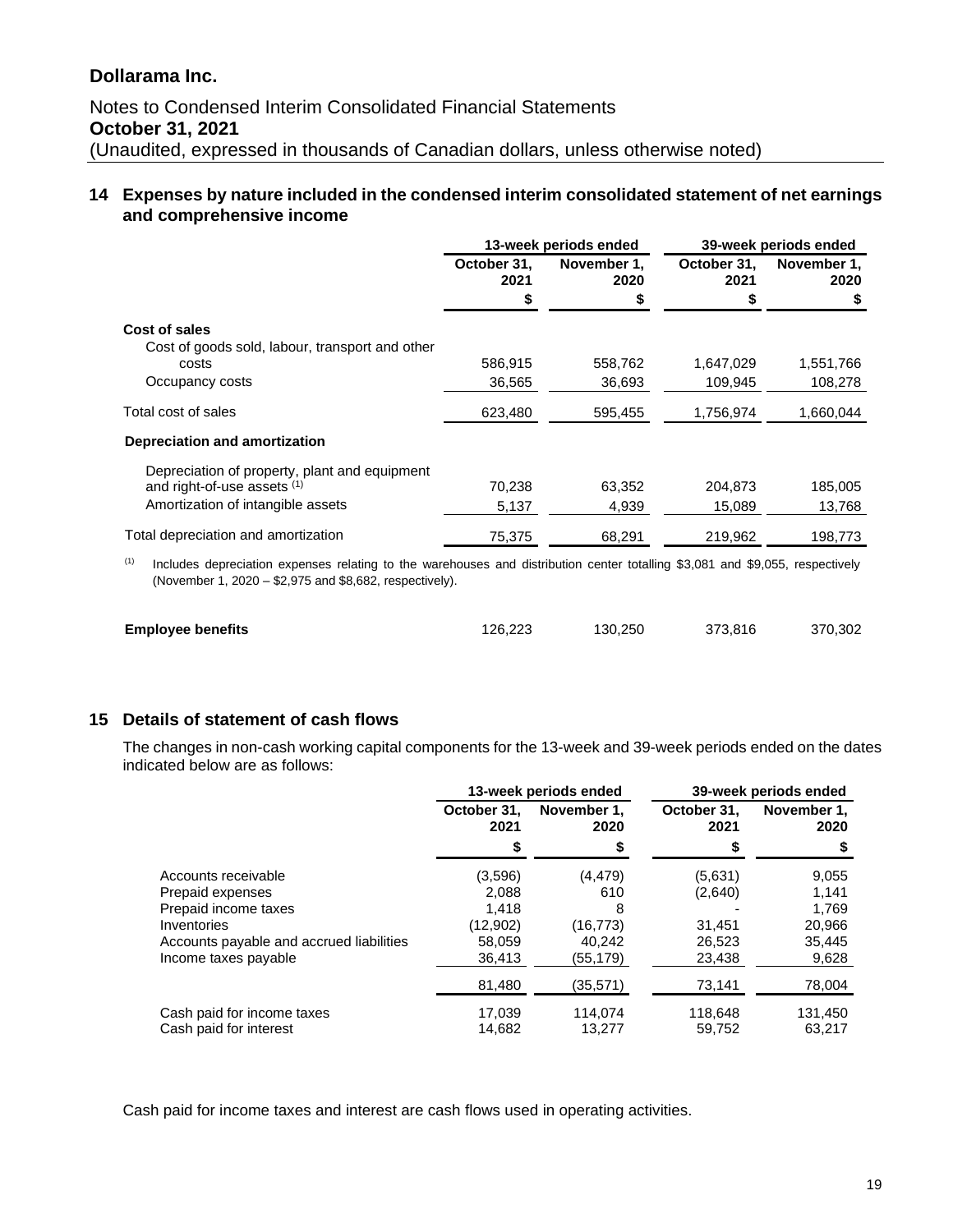# Dollarama Inc.

Notes to Condensed Interim Consolidated Financial Statements
**October 31, 2021**
(Unaudited, expressed in thousands of Canadian dollars, unless otherwise noted)

## 14 Expenses by nature included in the condensed interim consolidated statement of net earnings and comprehensive income

| | 13-week periods ended | | 39-week periods ended | |
|---|---|---|---|---|
| | October 31, 2021 | November 1, 2020 | October 31, 2021 | November 1, 2020 |
| | $ | $ | $ | $ |
| **Cost of sales** | | | | |
| Cost of goods sold, labour, transport and other costs | 586,915 | 558,762 | 1,647,029 | 1,551,766 |
| Occupancy costs | 36,565 | 36,693 | 109,945 | 108,278 |
| Total cost of sales | 623,480 | 595,455 | 1,756,974 | 1,660,044 |
| **Depreciation and amortization** | | | | |
| Depreciation of property, plant and equipment and right-of-use assets [(1)] | 70,238 | 63,352 | 204,873 | 185,005 |
| Amortization of intangible assets | 5,137 | 4,939 | 15,089 | 13,768 |
| Total depreciation and amortization | 75,375 | 68,291 | 219,962 | 198,773 |
| **Employee benefits** | 126,223 | 130,250 | 373,816 | 370,302 |

(1) Includes depreciation expenses relating to the warehouses and distribution center totalling $3,081 and $9,055, respectively (November 1, 2020 – $2,975 and $8,682, respectively).

## 15 Details of statement of cash flows

The changes in non-cash working capital components for the 13-week and 39-week periods ended on the dates indicated below are as follows:

| | 13-week periods ended | | 39-week periods ended | |
|---|---|---|---|---|
| | October 31, 2021 | November 1, 2020 | October 31, 2021 | November 1, 2020 |
| | $ | $ | $ | $ |
| Accounts receivable | (3,596) | (4,479) | (5,631) | 9,055 |
| Prepaid expenses | 2,088 | 610 | (2,640) | 1,141 |
| Prepaid income taxes | 1,418 | 8 | - | 1,769 |
| Inventories | (12,902) | (16,773) | 31,451 | 20,966 |
| Accounts payable and accrued liabilities | 58,059 | 40,242 | 26,523 | 35,445 |
| Income taxes payable | 36,413 | (55,179) | 23,438 | 9,628 |
| | 81,480 | (35,571) | 73,141 | 78,004 |
| Cash paid for income taxes | 17,039 | 114,074 | 118,648 | 131,450 |
| Cash paid for interest | 14,682 | 13,277 | 59,752 | 63,217 |

Cash paid for income taxes and interest are cash flows used in operating activities.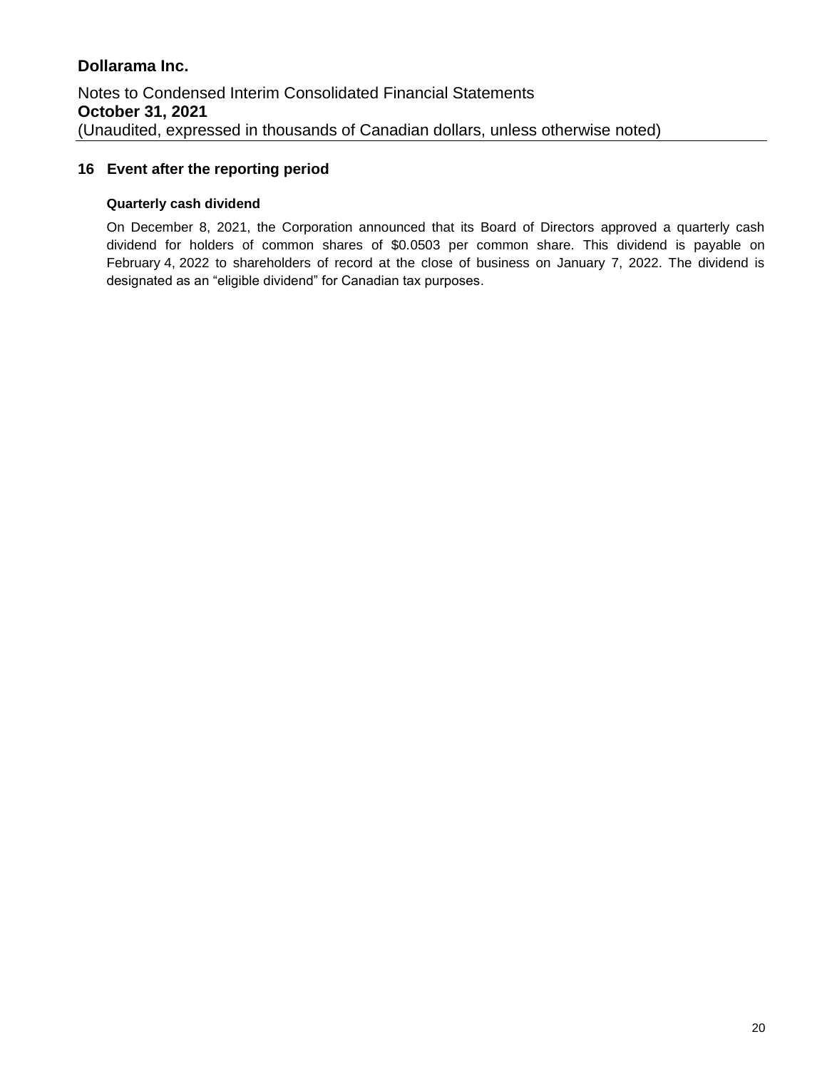## 16 Event after the reporting period

### Quarterly cash dividend

On December 8, 2021, the Corporation announced that its Board of Directors approved a quarterly cash dividend for holders of common shares of $0.0503 per common share. This dividend is payable on February 4, 2022 to shareholders of record at the close of business on January 7, 2022. The dividend is designated as an "eligible dividend" for Canadian tax purposes.